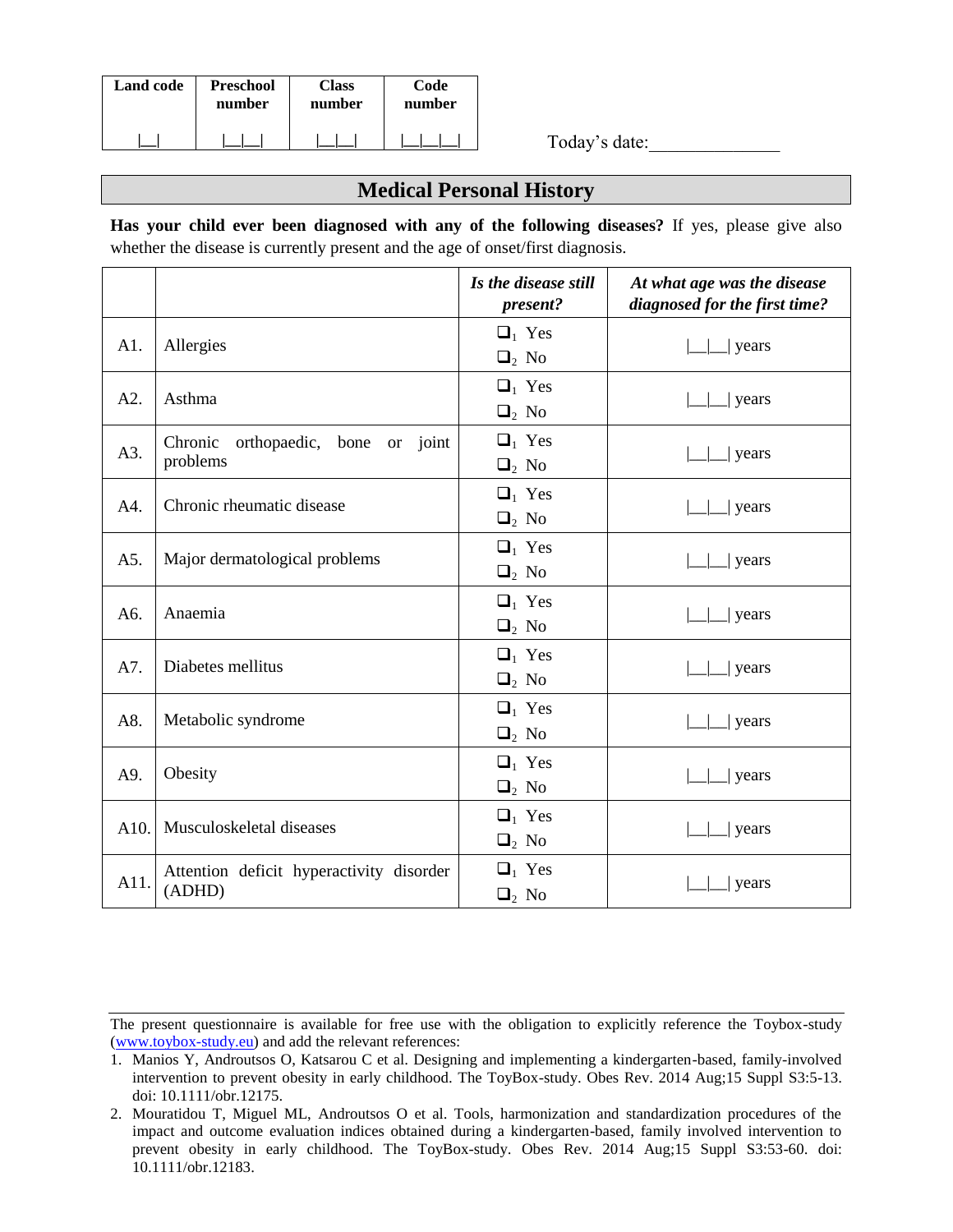| Land code | Preschool number | Class number | Code number |
|---|---|---|---|
| \|__\| | \|__\|__\| | \|__\|__\| | \|__\|__\|__\| |

Today's date:______________

## Medical Personal History

**Has your child ever been diagnosed with any of the following diseases?** If yes, please give also whether the disease is currently present and the age of onset/first diagnosis.

| | | *Is the disease still present?* | *At what age was the disease diagnosed for the first time?* |
|---|---|---|---|
| A1. | Allergies | ❑1 Yes ❑2 No | \|__\|__\| years |
| A2. | Asthma | ❑1 Yes ❑2 No | \|__\|__\| years |
| A3. | Chronic orthopaedic, bone or joint problems | ❑1 Yes ❑2 No | \|__\|__\| years |
| A4. | Chronic rheumatic disease | ❑1 Yes ❑2 No | \|__\|__\| years |
| A5. | Major dermatological problems | ❑1 Yes ❑2 No | \|__\|__\| years |
| A6. | Anaemia | ❑1 Yes ❑2 No | \|__\|__\| years |
| A7. | Diabetes mellitus | ❑1 Yes ❑2 No | \|__\|__\| years |
| A8. | Metabolic syndrome | ❑1 Yes ❑2 No | \|__\|__\| years |
| A9. | Obesity | ❑1 Yes ❑2 No | \|__\|__\| years |
| A10. | Musculoskeletal diseases | ❑1 Yes ❑2 No | \|__\|__\| years |
| A11. | Attention deficit hyperactivity disorder (ADHD) | ❑1 Yes ❑2 No | \|__\|__\| years |

The present questionnaire is available for free use with the obligation to explicitly reference the Toybox-study (www.toybox-study.eu) and add the relevant references:

1. Manios Y, Androutsos O, Katsarou C et al. Designing and implementing a kindergarten-based, family-involved intervention to prevent obesity in early childhood. The ToyBox-study. Obes Rev. 2014 Aug;15 Suppl S3:5-13. doi: 10.1111/obr.12175.
2. Mouratidou T, Miguel ML, Androutsos O et al. Tools, harmonization and standardization procedures of the impact and outcome evaluation indices obtained during a kindergarten-based, family involved intervention to prevent obesity in early childhood. The ToyBox-study. Obes Rev. 2014 Aug;15 Suppl S3:53-60. doi: 10.1111/obr.12183.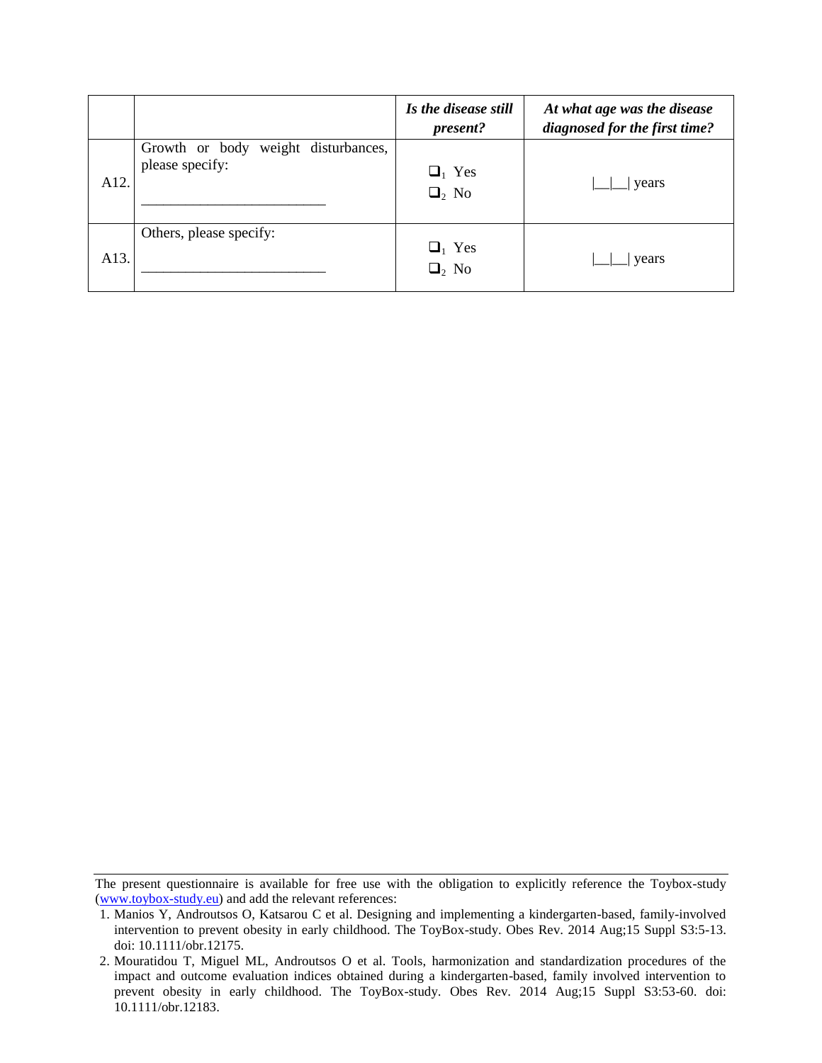| | | *Is the disease still present?* | *At what age was the disease diagnosed for the first time?* |
|---|---|---|---|
| A12. | Growth or body weight disturbances, please specify: ________________________ | ❑1 Yes ❑2 No | \|__\|__\| years |
| A13. | Others, please specify: ________________________ | ❑1 Yes ❑2 No | \|__\|__\| years |

The present questionnaire is available for free use with the obligation to explicitly reference the Toybox-study (www.toybox-study.eu) and add the relevant references:

1. Manios Y, Androutsos O, Katsarou C et al. Designing and implementing a kindergarten-based, family-involved intervention to prevent obesity in early childhood. The ToyBox-study. Obes Rev. 2014 Aug;15 Suppl S3:5-13. doi: 10.1111/obr.12175.
2. Mouratidou T, Miguel ML, Androutsos O et al. Tools, harmonization and standardization procedures of the impact and outcome evaluation indices obtained during a kindergarten-based, family involved intervention to prevent obesity in early childhood. The ToyBox-study. Obes Rev. 2014 Aug;15 Suppl S3:53-60. doi: 10.1111/obr.12183.